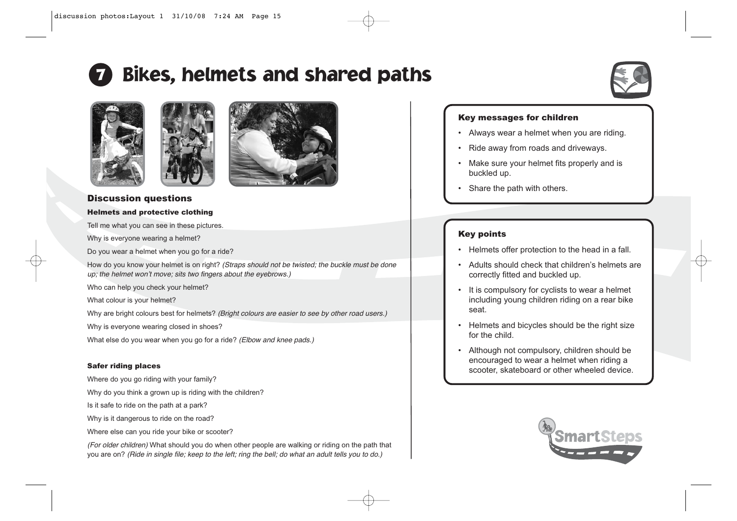# 7 Bikes, helmets and shared paths

## Discussion questions

### Helmets and protective clothing

Tell me what you can see in these pictures.

Why is everyone wearing a helmet?

Do you wear a helmet when you go for a ride?

How do you know your helmet is on right? *(Straps should not be twisted; the buckle must be done up; the helmet won't move; sits two fingers about the eyebrows.)*

Who can help you check your helmet?

What colour is your helmet?

Why are bright colours best for helmets? *(Bright colours are easier to see by other road users.)*

Why is everyone wearing closed in shoes?

What else do you wear when you go for a ride? *(Elbow and knee pads.)*

### Safer riding places

Where do you go riding with your family?

Why do you think a grown up is riding with the children?

Is it safe to ride on the path at a park?

Why is it dangerous to ride on the road?

Where else can you ride your bike or scooter?

*(For older children)* What should you do when other people are walking or riding on the path that you are on? *(Ride in single file; keep to the left; ring the bell; do what an adult tells you to do.)*

## Key messages for children

- Always wear a helmet when you are riding.
- Ride away from roads and driveways.
- Make sure your helmet fits properly and is buckled up.
- Share the path with others.

## Key points

- Helmets offer protection to the head in a fall.
- Adults should check that children's helmets are correctly fitted and buckled up.
- It is compulsory for cyclists to wear a helmet including young children riding on a rear bike seat.
- Helmets and bicycles should be the right size for the child.
- Although not compulsory, children should be encouraged to wear a helmet when riding a scooter, skateboard or other wheeled device.

SmartSteps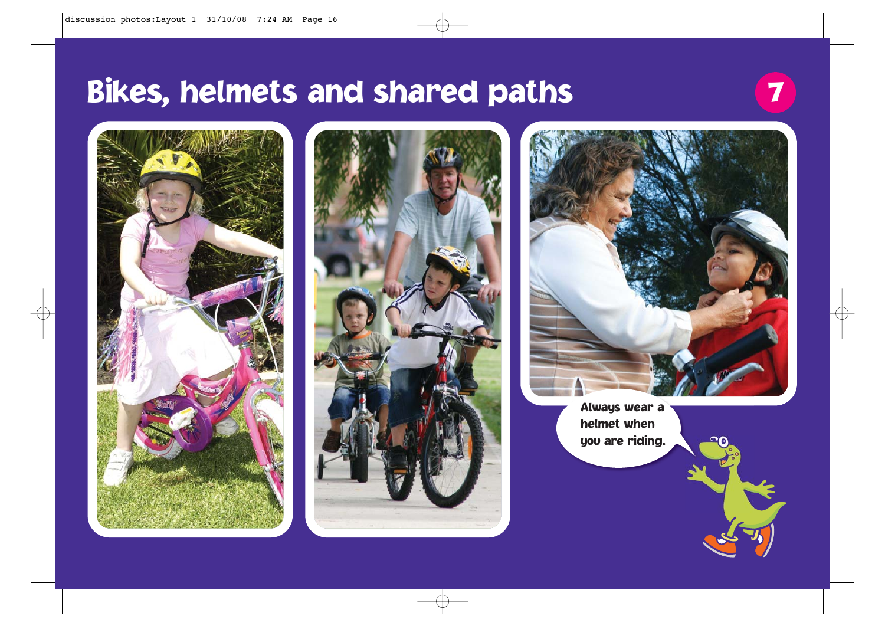# Bikes, helmets and shared paths

7

Always wear a helmet when you are riding.